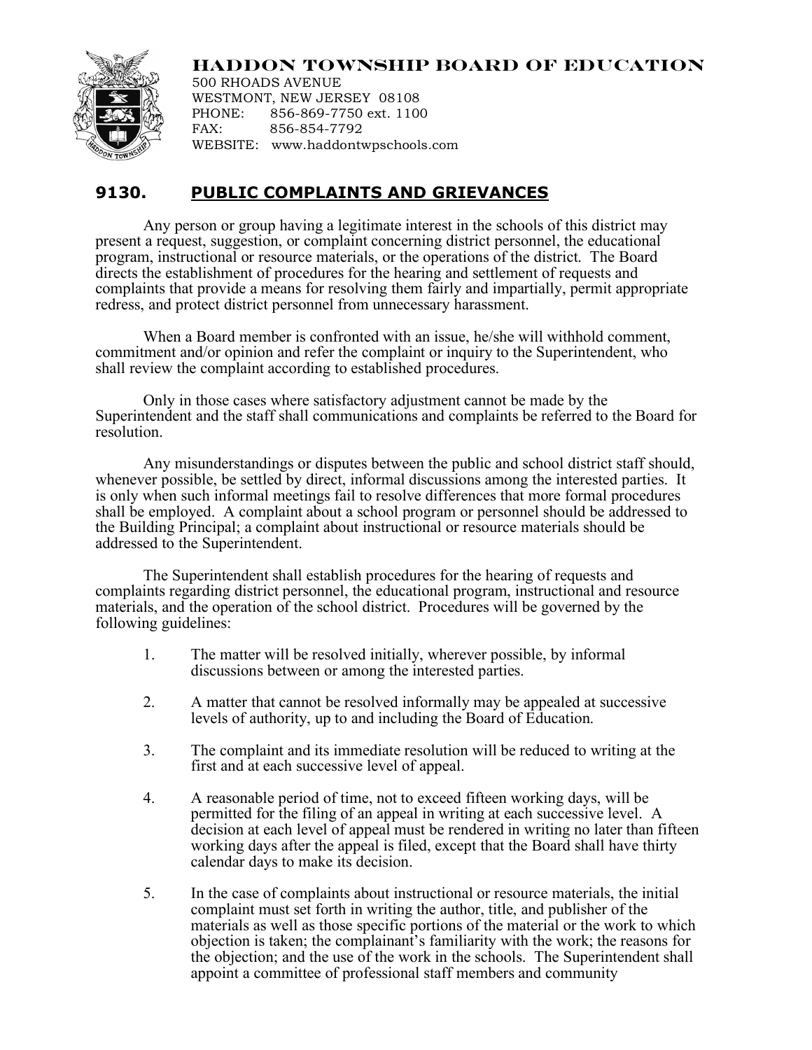# HADDON TOWNSHIP BOARD OF EDUCATION

500 RHOADS AVENUE
WESTMONT, NEW JERSEY 08108
PHONE: 856-869-7750 ext. 1100
FAX: 856-854-7792
WEBSITE: www.haddontwpschools.com

## 9130. PUBLIC COMPLAINTS AND GRIEVANCES

Any person or group having a legitimate interest in the schools of this district may present a request, suggestion, or complaint concerning district personnel, the educational program, instructional or resource materials, or the operations of the district. The Board directs the establishment of procedures for the hearing and settlement of requests and complaints that provide a means for resolving them fairly and impartially, permit appropriate redress, and protect district personnel from unnecessary harassment.

When a Board member is confronted with an issue, he/she will withhold comment, commitment and/or opinion and refer the complaint or inquiry to the Superintendent, who shall review the complaint according to established procedures.

Only in those cases where satisfactory adjustment cannot be made by the Superintendent and the staff shall communications and complaints be referred to the Board for resolution.

Any misunderstandings or disputes between the public and school district staff should, whenever possible, be settled by direct, informal discussions among the interested parties. It is only when such informal meetings fail to resolve differences that more formal procedures shall be employed. A complaint about a school program or personnel should be addressed to the Building Principal; a complaint about instructional or resource materials should be addressed to the Superintendent.

The Superintendent shall establish procedures for the hearing of requests and complaints regarding district personnel, the educational program, instructional and resource materials, and the operation of the school district. Procedures will be governed by the following guidelines:

1. The matter will be resolved initially, wherever possible, by informal discussions between or among the interested parties.

2. A matter that cannot be resolved informally may be appealed at successive levels of authority, up to and including the Board of Education.

3. The complaint and its immediate resolution will be reduced to writing at the first and at each successive level of appeal.

4. A reasonable period of time, not to exceed fifteen working days, will be permitted for the filing of an appeal in writing at each successive level. A decision at each level of appeal must be rendered in writing no later than fifteen working days after the appeal is filed, except that the Board shall have thirty calendar days to make its decision.

5. In the case of complaints about instructional or resource materials, the initial complaint must set forth in writing the author, title, and publisher of the materials as well as those specific portions of the material or the work to which objection is taken; the complainant's familiarity with the work; the reasons for the objection; and the use of the work in the schools. The Superintendent shall appoint a committee of professional staff members and community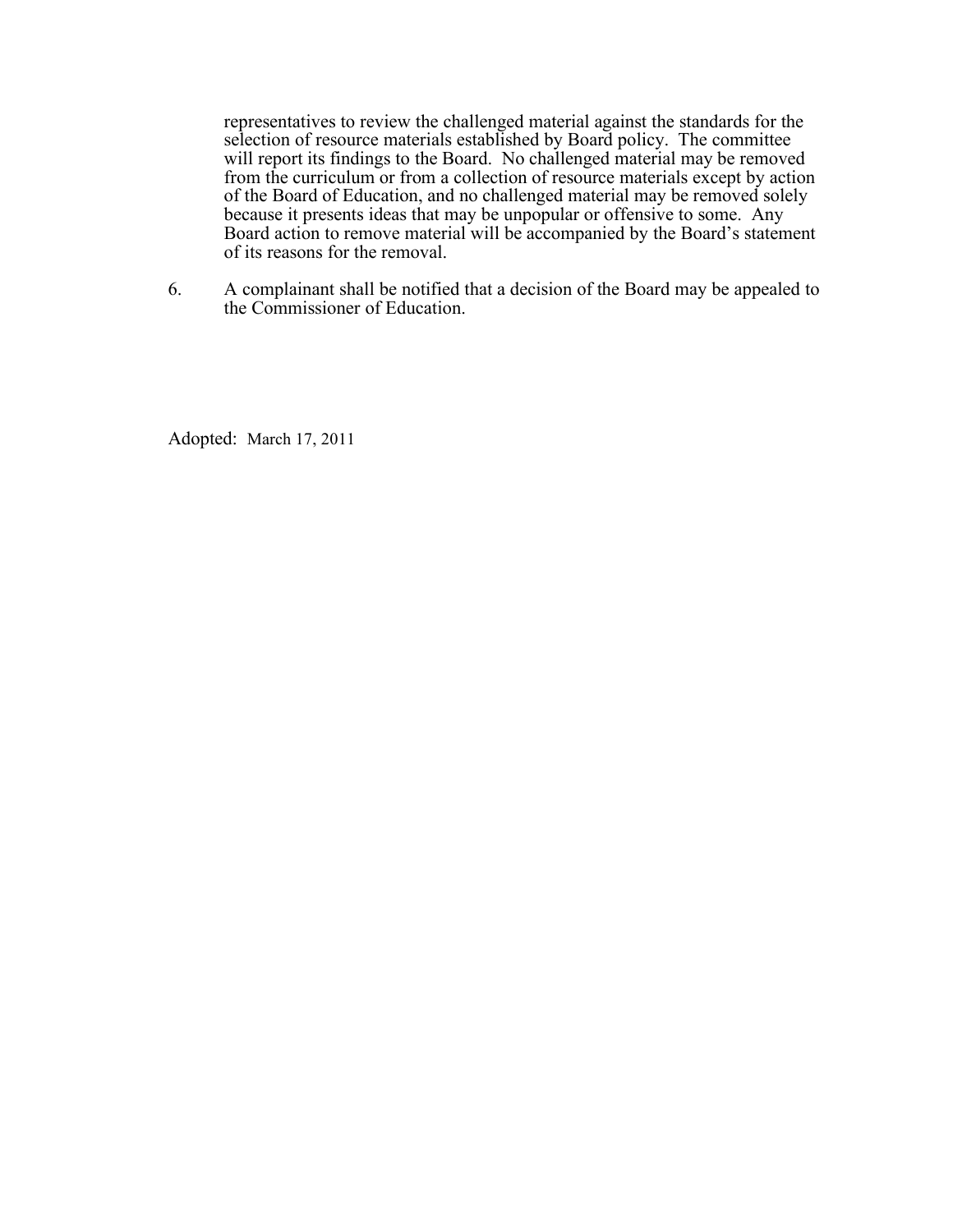representatives to review the challenged material against the standards for the selection of resource materials established by Board policy. The committee will report its findings to the Board. No challenged material may be removed from the curriculum or from a collection of resource materials except by action of the Board of Education, and no challenged material may be removed solely because it presents ideas that may be unpopular or offensive to some. Any Board action to remove material will be accompanied by the Board's statement of its reasons for the removal.

6. A complainant shall be notified that a decision of the Board may be appealed to the Commissioner of Education.

Adopted: March 17, 2011